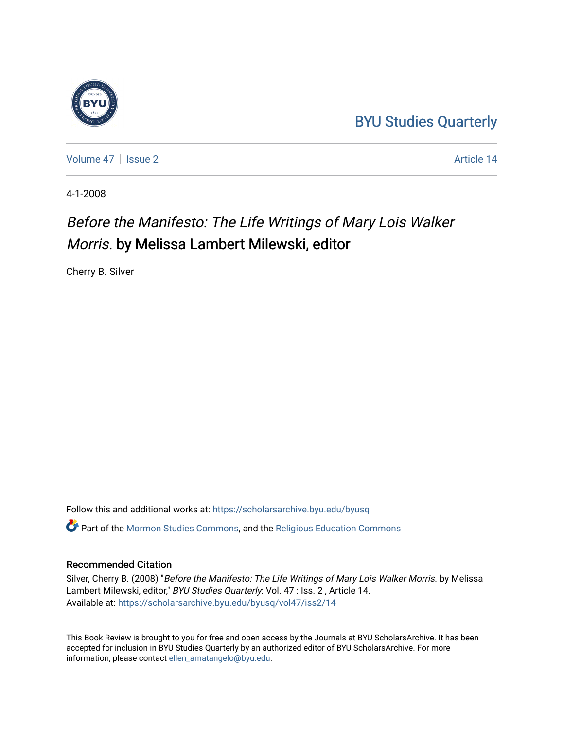BYU Studies Quarterly

Volume 47 | Issue 2 | Article 14

4-1-2008

# *Before the Manifesto: The Life Writings of Mary Lois Walker Morris.* by Melissa Lambert Milewski, editor

Cherry B. Silver

Follow this and additional works at: https://scholarsarchive.byu.edu/byusq

Part of the Mormon Studies Commons, and the Religious Education Commons

## Recommended Citation

Silver, Cherry B. (2008) "*Before the Manifesto: The Life Writings of Mary Lois Walker Morris.* by Melissa Lambert Milewski, editor," *BYU Studies Quarterly*: Vol. 47 : Iss. 2 , Article 14.
Available at: https://scholarsarchive.byu.edu/byusq/vol47/iss2/14

This Book Review is brought to you for free and open access by the Journals at BYU ScholarsArchive. It has been accepted for inclusion in BYU Studies Quarterly by an authorized editor of BYU ScholarsArchive. For more information, please contact ellen_amatangelo@byu.edu.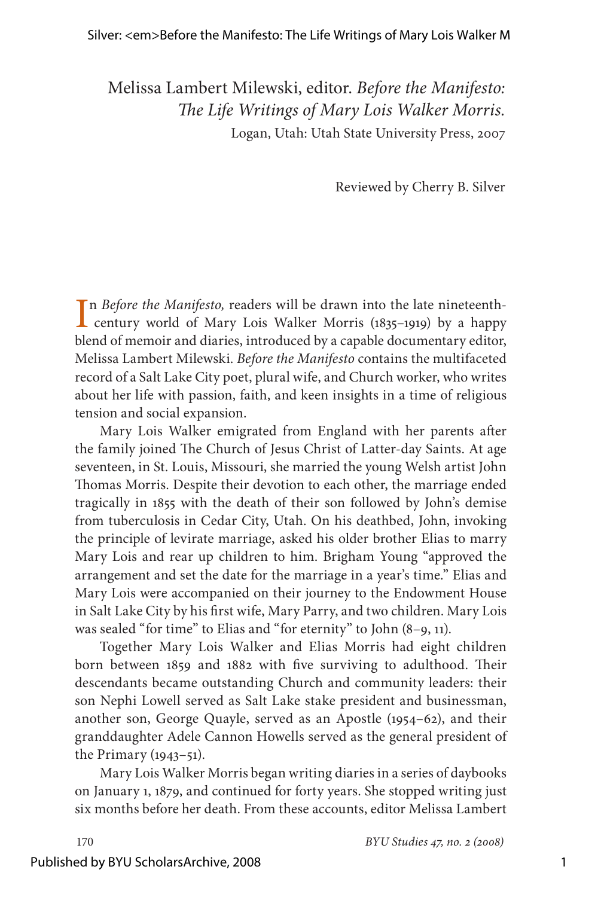Melissa Lambert Milewski, editor. *Before the Manifesto: The Life Writings of Mary Lois Walker Morris.*
Logan, Utah: Utah State University Press, 2007

Reviewed by Cherry B. Silver

In *Before the Manifesto,* readers will be drawn into the late nineteenth-century world of Mary Lois Walker Morris (1835–1919) by a happy blend of memoir and diaries, introduced by a capable documentary editor, Melissa Lambert Milewski. *Before the Manifesto* contains the multifaceted record of a Salt Lake City poet, plural wife, and Church worker, who writes about her life with passion, faith, and keen insights in a time of religious tension and social expansion.

Mary Lois Walker emigrated from England with her parents after the family joined The Church of Jesus Christ of Latter-day Saints. At age seventeen, in St. Louis, Missouri, she married the young Welsh artist John Thomas Morris. Despite their devotion to each other, the marriage ended tragically in 1855 with the death of their son followed by John's demise from tuberculosis in Cedar City, Utah. On his deathbed, John, invoking the principle of levirate marriage, asked his older brother Elias to marry Mary Lois and rear up children to him. Brigham Young "approved the arrangement and set the date for the marriage in a year's time." Elias and Mary Lois were accompanied on their journey to the Endowment House in Salt Lake City by his first wife, Mary Parry, and two children. Mary Lois was sealed "for time" to Elias and "for eternity" to John (8–9, 11).

Together Mary Lois Walker and Elias Morris had eight children born between 1859 and 1882 with five surviving to adulthood. Their descendants became outstanding Church and community leaders: their son Nephi Lowell served as Salt Lake stake president and businessman, another son, George Quayle, served as an Apostle (1954–62), and their granddaughter Adele Cannon Howells served as the general president of the Primary (1943–51).

Mary Lois Walker Morris began writing diaries in a series of daybooks on January 1, 1879, and continued for forty years. She stopped writing just six months before her death. From these accounts, editor Melissa Lambert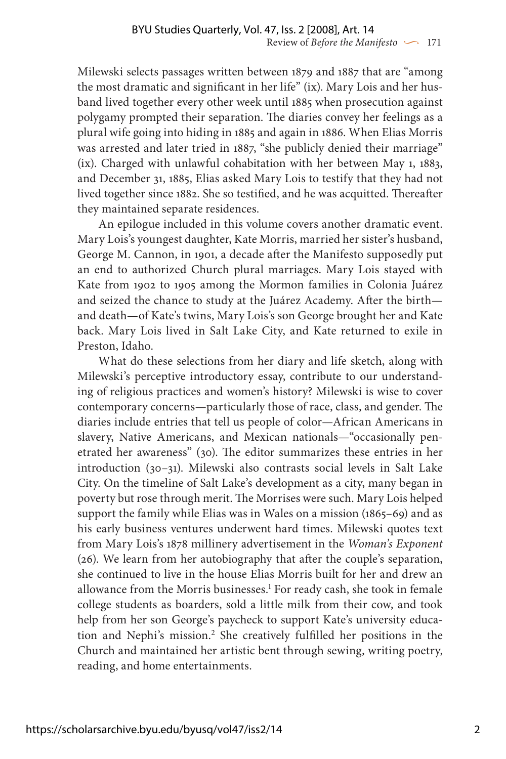Milewski selects passages written between 1879 and 1887 that are "among the most dramatic and significant in her life" (ix). Mary Lois and her husband lived together every other week until 1885 when prosecution against polygamy prompted their separation. The diaries convey her feelings as a plural wife going into hiding in 1885 and again in 1886. When Elias Morris was arrested and later tried in 1887, "she publicly denied their marriage" (ix). Charged with unlawful cohabitation with her between May 1, 1883, and December 31, 1885, Elias asked Mary Lois to testify that they had not lived together since 1882. She so testified, and he was acquitted. Thereafter they maintained separate residences.

An epilogue included in this volume covers another dramatic event. Mary Lois's youngest daughter, Kate Morris, married her sister's husband, George M. Cannon, in 1901, a decade after the Manifesto supposedly put an end to authorized Church plural marriages. Mary Lois stayed with Kate from 1902 to 1905 among the Mormon families in Colonia Juárez and seized the chance to study at the Juárez Academy. After the birth—and death—of Kate's twins, Mary Lois's son George brought her and Kate back. Mary Lois lived in Salt Lake City, and Kate returned to exile in Preston, Idaho.

What do these selections from her diary and life sketch, along with Milewski's perceptive introductory essay, contribute to our understanding of religious practices and women's history? Milewski is wise to cover contemporary concerns—particularly those of race, class, and gender. The diaries include entries that tell us people of color—African Americans in slavery, Native Americans, and Mexican nationals—"occasionally penetrated her awareness" (30). The editor summarizes these entries in her introduction (30–31). Milewski also contrasts social levels in Salt Lake City. On the timeline of Salt Lake's development as a city, many began in poverty but rose through merit. The Morrises were such. Mary Lois helped support the family while Elias was in Wales on a mission (1865–69) and as his early business ventures underwent hard times. Milewski quotes text from Mary Lois's 1878 millinery advertisement in the *Woman's Exponent* (26). We learn from her autobiography that after the couple's separation, she continued to live in the house Elias Morris built for her and drew an allowance from the Morris businesses.[1] For ready cash, she took in female college students as boarders, sold a little milk from their cow, and took help from her son George's paycheck to support Kate's university education and Nephi's mission.[2] She creatively fulfilled her positions in the Church and maintained her artistic bent through sewing, writing poetry, reading, and home entertainments.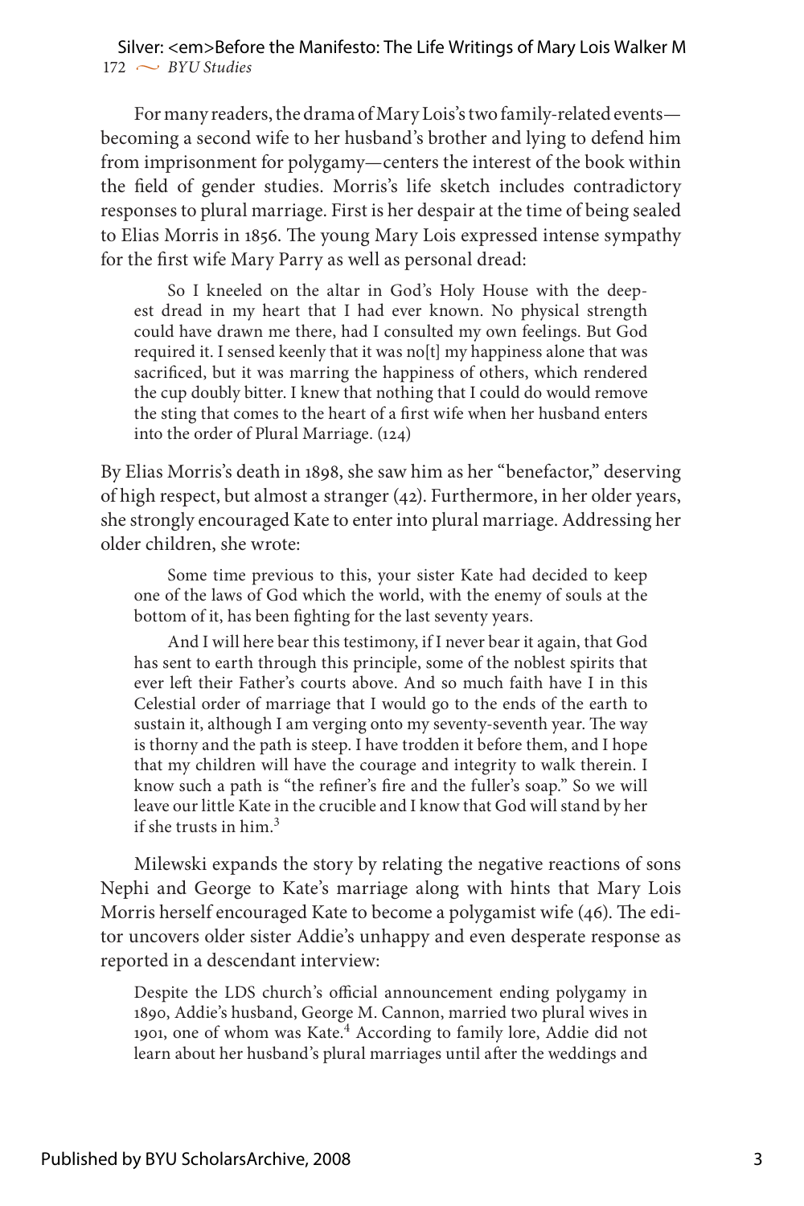For many readers, the drama of Mary Lois's two family-related events—becoming a second wife to her husband's brother and lying to defend him from imprisonment for polygamy—centers the interest of the book within the field of gender studies. Morris's life sketch includes contradictory responses to plural marriage. First is her despair at the time of being sealed to Elias Morris in 1856. The young Mary Lois expressed intense sympathy for the first wife Mary Parry as well as personal dread:

> So I kneeled on the altar in God's Holy House with the deepest dread in my heart that I had ever known. No physical strength could have drawn me there, had I consulted my own feelings. But God required it. I sensed keenly that it was no[t] my happiness alone that was sacrificed, but it was marring the happiness of others, which rendered the cup doubly bitter. I knew that nothing that I could do would remove the sting that comes to the heart of a first wife when her husband enters into the order of Plural Marriage. (124)

By Elias Morris's death in 1898, she saw him as her "benefactor," deserving of high respect, but almost a stranger (42). Furthermore, in her older years, she strongly encouraged Kate to enter into plural marriage. Addressing her older children, she wrote:

> Some time previous to this, your sister Kate had decided to keep one of the laws of God which the world, with the enemy of souls at the bottom of it, has been fighting for the last seventy years.
>
> And I will here bear this testimony, if I never bear it again, that God has sent to earth through this principle, some of the noblest spirits that ever left their Father's courts above. And so much faith have I in this Celestial order of marriage that I would go to the ends of the earth to sustain it, although I am verging onto my seventy-seventh year. The way is thorny and the path is steep. I have trodden it before them, and I hope that my children will have the courage and integrity to walk therein. I know such a path is "the refiner's fire and the fuller's soap." So we will leave our little Kate in the crucible and I know that God will stand by her if she trusts in him.[3]

Milewski expands the story by relating the negative reactions of sons Nephi and George to Kate's marriage along with hints that Mary Lois Morris herself encouraged Kate to become a polygamist wife (46). The editor uncovers older sister Addie's unhappy and even desperate response as reported in a descendant interview:

> Despite the LDS church's official announcement ending polygamy in 1890, Addie's husband, George M. Cannon, married two plural wives in 1901, one of whom was Kate.[4] According to family lore, Addie did not learn about her husband's plural marriages until after the weddings and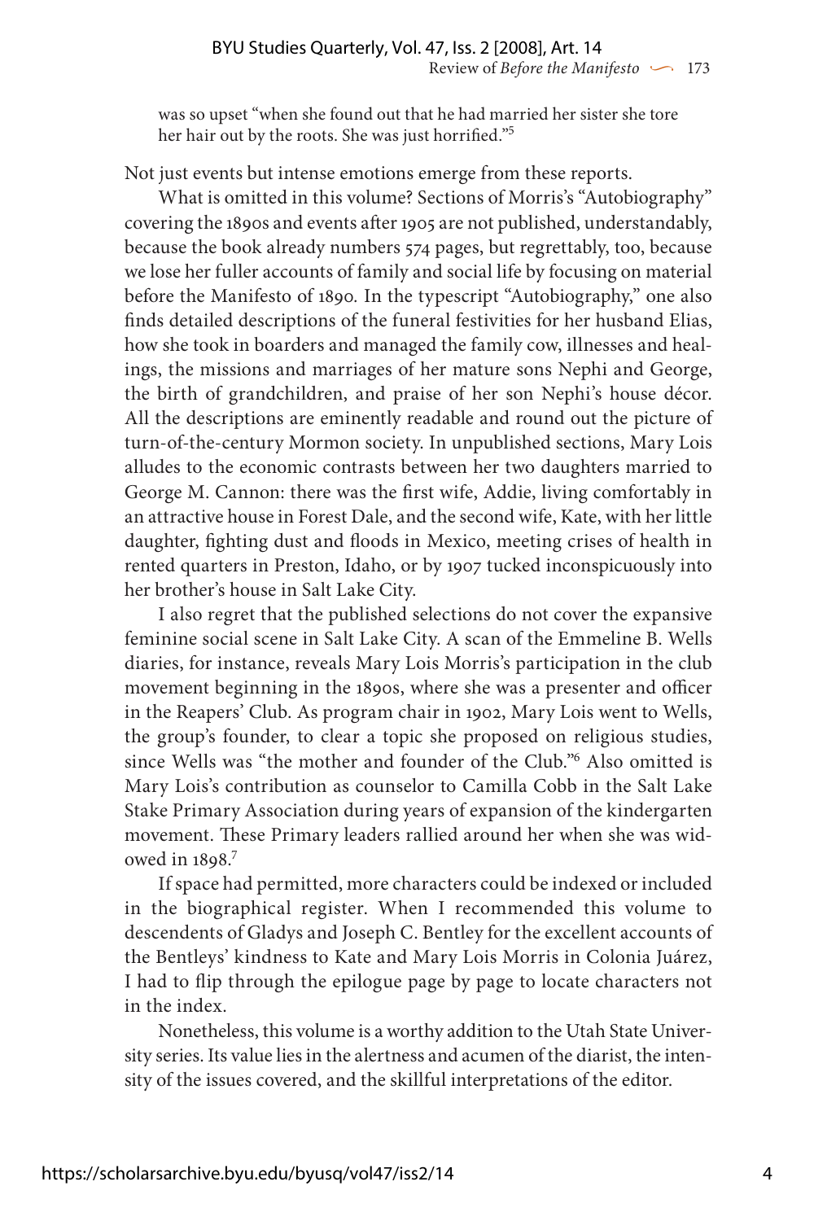was so upset "when she found out that he had married her sister she tore her hair out by the roots. She was just horrified."[5]

Not just events but intense emotions emerge from these reports.

What is omitted in this volume? Sections of Morris's "Autobiography" covering the 1890s and events after 1905 are not published, understandably, because the book already numbers 574 pages, but regrettably, too, because we lose her fuller accounts of family and social life by focusing on material before the Manifesto of 1890. In the typescript "Autobiography," one also finds detailed descriptions of the funeral festivities for her husband Elias, how she took in boarders and managed the family cow, illnesses and healings, the missions and marriages of her mature sons Nephi and George, the birth of grandchildren, and praise of her son Nephi's house décor. All the descriptions are eminently readable and round out the picture of turn-of-the-century Mormon society. In unpublished sections, Mary Lois alludes to the economic contrasts between her two daughters married to George M. Cannon: there was the first wife, Addie, living comfortably in an attractive house in Forest Dale, and the second wife, Kate, with her little daughter, fighting dust and floods in Mexico, meeting crises of health in rented quarters in Preston, Idaho, or by 1907 tucked inconspicuously into her brother's house in Salt Lake City.

I also regret that the published selections do not cover the expansive feminine social scene in Salt Lake City. A scan of the Emmeline B. Wells diaries, for instance, reveals Mary Lois Morris's participation in the club movement beginning in the 1890s, where she was a presenter and officer in the Reapers' Club. As program chair in 1902, Mary Lois went to Wells, the group's founder, to clear a topic she proposed on religious studies, since Wells was "the mother and founder of the Club."[6] Also omitted is Mary Lois's contribution as counselor to Camilla Cobb in the Salt Lake Stake Primary Association during years of expansion of the kindergarten movement. These Primary leaders rallied around her when she was widowed in 1898.[7]

If space had permitted, more characters could be indexed or included in the biographical register. When I recommended this volume to descendents of Gladys and Joseph C. Bentley for the excellent accounts of the Bentleys' kindness to Kate and Mary Lois Morris in Colonia Juárez, I had to flip through the epilogue page by page to locate characters not in the index.

Nonetheless, this volume is a worthy addition to the Utah State University series. Its value lies in the alertness and acumen of the diarist, the intensity of the issues covered, and the skillful interpretations of the editor.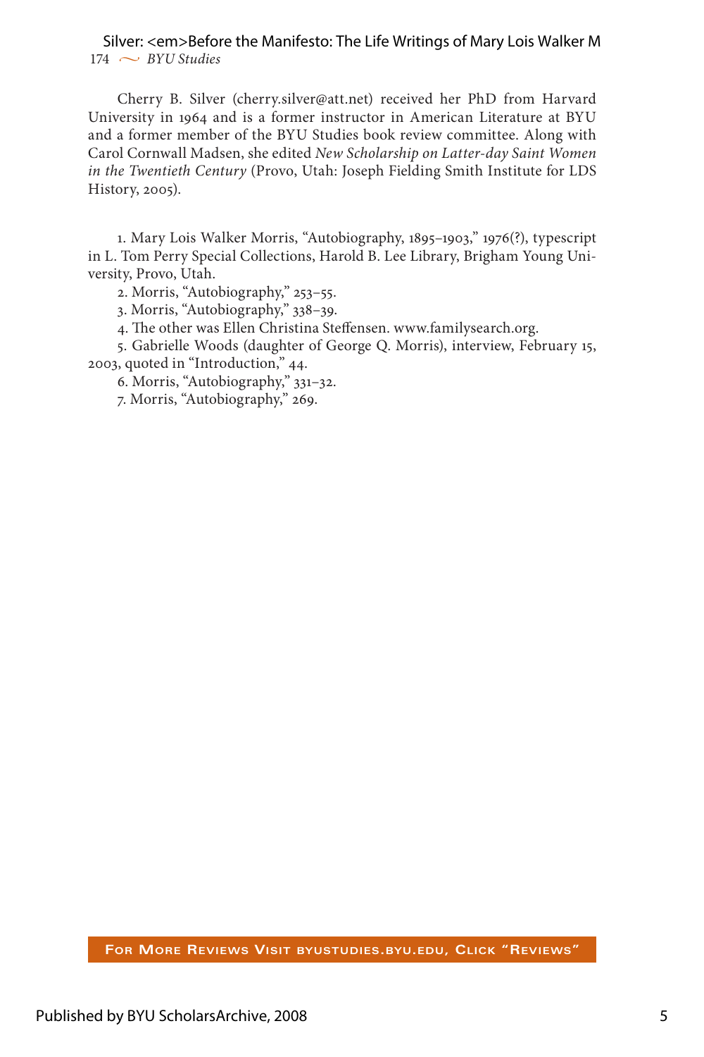Cherry B. Silver (cherry.silver@att.net) received her PhD from Harvard University in 1964 and is a former instructor in American Literature at BYU and a former member of the BYU Studies book review committee. Along with Carol Cornwall Madsen, she edited *New Scholarship on Latter-day Saint Women in the Twentieth Century* (Provo, Utah: Joseph Fielding Smith Institute for LDS History, 2005).

1. Mary Lois Walker Morris, "Autobiography, 1895–1903," 1976(?), typescript in L. Tom Perry Special Collections, Harold B. Lee Library, Brigham Young University, Provo, Utah.

2. Morris, "Autobiography," 253–55.

3. Morris, "Autobiography," 338–39.

4. The other was Ellen Christina Steffensen. www.familysearch.org.

5. Gabrielle Woods (daughter of George Q. Morris), interview, February 15, 2003, quoted in "Introduction," 44.

6. Morris, "Autobiography," 331–32.

7. Morris, "Autobiography," 269.

For More Reviews Visit byustudies.byu.edu, Click "Reviews"